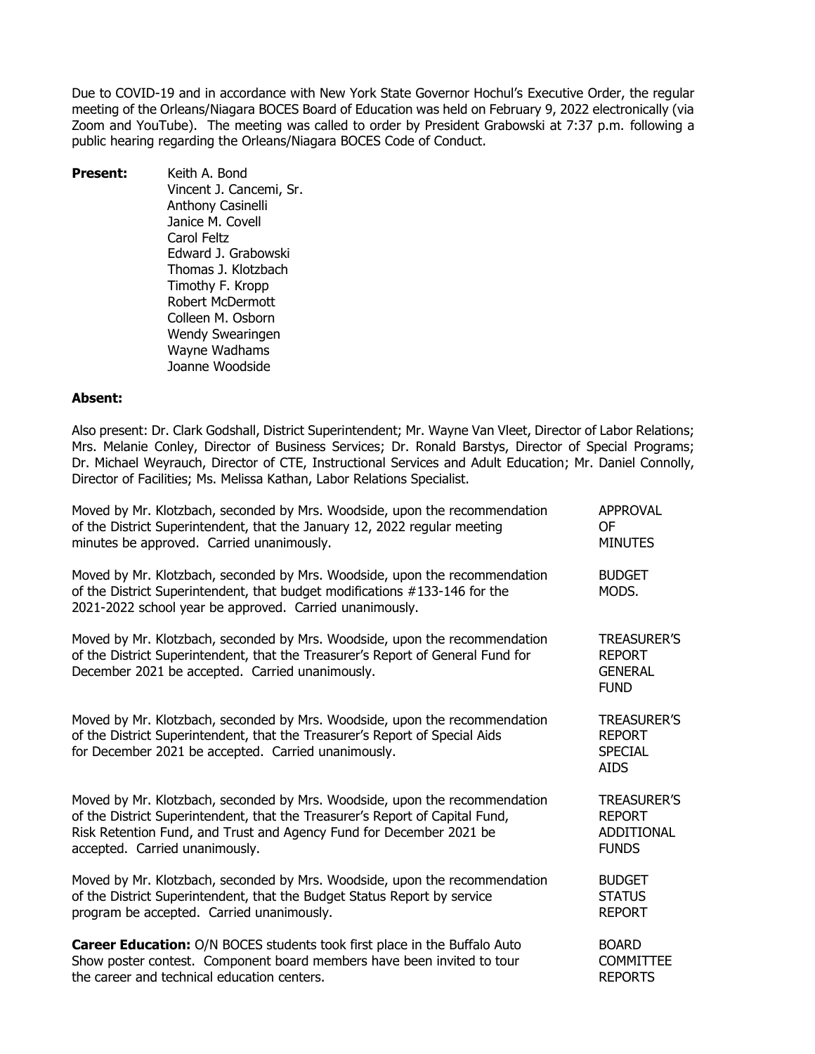Due to COVID-19 and in accordance with New York State Governor Hochul's Executive Order, the regular meeting of the Orleans/Niagara BOCES Board of Education was held on February 9, 2022 electronically (via Zoom and YouTube). The meeting was called to order by President Grabowski at 7:37 p.m. following a public hearing regarding the Orleans/Niagara BOCES Code of Conduct.

**Present:**
Keith A. Bond
Vincent J. Cancemi, Sr.
Anthony Casinelli
Janice M. Covell
Carol Feltz
Edward J. Grabowski
Thomas J. Klotzbach
Timothy F. Kropp
Robert McDermott
Colleen M. Osborn
Wendy Swearingen
Wayne Wadhams
Joanne Woodside

**Absent:**

Also present: Dr. Clark Godshall, District Superintendent; Mr. Wayne Van Vleet, Director of Labor Relations; Mrs. Melanie Conley, Director of Business Services; Dr. Ronald Barstys, Director of Special Programs; Dr. Michael Weyrauch, Director of CTE, Instructional Services and Adult Education; Mr. Daniel Connolly, Director of Facilities; Ms. Melissa Kathan, Labor Relations Specialist.

APPROVAL OF MINUTES

Moved by Mr. Klotzbach, seconded by Mrs. Woodside, upon the recommendation of the District Superintendent, that the January 12, 2022 regular meeting minutes be approved. Carried unanimously.

BUDGET MODS.

Moved by Mr. Klotzbach, seconded by Mrs. Woodside, upon the recommendation of the District Superintendent, that budget modifications #133-146 for the 2021-2022 school year be approved. Carried unanimously.

TREASURER'S REPORT GENERAL FUND

Moved by Mr. Klotzbach, seconded by Mrs. Woodside, upon the recommendation of the District Superintendent, that the Treasurer's Report of General Fund for December 2021 be accepted. Carried unanimously.

TREASURER'S REPORT SPECIAL AIDS

Moved by Mr. Klotzbach, seconded by Mrs. Woodside, upon the recommendation of the District Superintendent, that the Treasurer's Report of Special Aids for December 2021 be accepted. Carried unanimously.

TREASURER'S REPORT ADDITIONAL FUNDS

Moved by Mr. Klotzbach, seconded by Mrs. Woodside, upon the recommendation of the District Superintendent, that the Treasurer's Report of Capital Fund, Risk Retention Fund, and Trust and Agency Fund for December 2021 be accepted. Carried unanimously.

BUDGET STATUS REPORT

Moved by Mr. Klotzbach, seconded by Mrs. Woodside, upon the recommendation of the District Superintendent, that the Budget Status Report by service program be accepted. Carried unanimously.

BOARD COMMITTEE REPORTS

**Career Education:** O/N BOCES students took first place in the Buffalo Auto Show poster contest. Component board members have been invited to tour the career and technical education centers.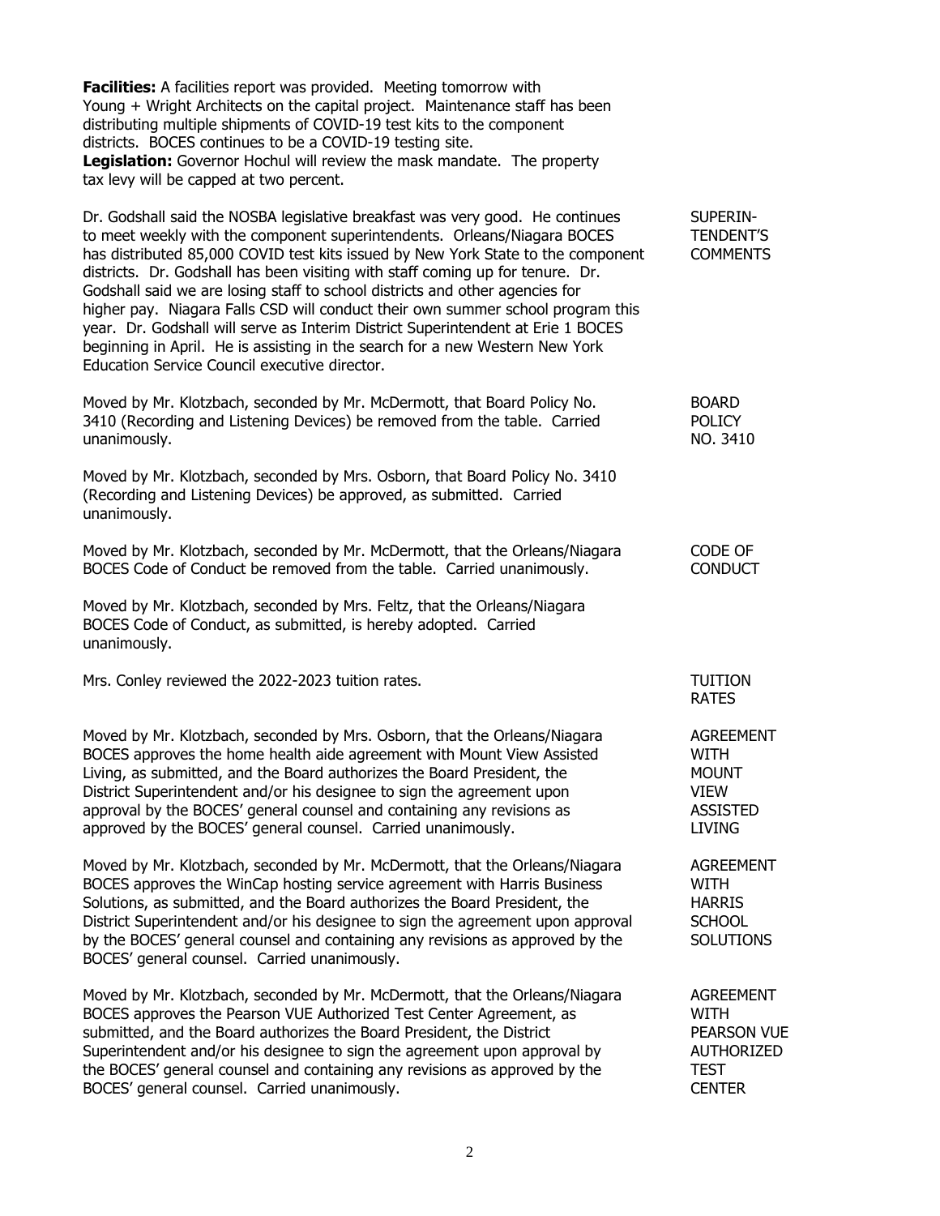**Facilities:** A facilities report was provided. Meeting tomorrow with Young + Wright Architects on the capital project. Maintenance staff has been distributing multiple shipments of COVID-19 test kits to the component districts. BOCES continues to be a COVID-19 testing site.
**Legislation:** Governor Hochul will review the mask mandate. The property tax levy will be capped at two percent.

**SUPERINTENDENT'S COMMENTS**

Dr. Godshall said the NOSBA legislative breakfast was very good. He continues to meet weekly with the component superintendents. Orleans/Niagara BOCES has distributed 85,000 COVID test kits issued by New York State to the component districts. Dr. Godshall has been visiting with staff coming up for tenure. Dr. Godshall said we are losing staff to school districts and other agencies for higher pay. Niagara Falls CSD will conduct their own summer school program this year. Dr. Godshall will serve as Interim District Superintendent at Erie 1 BOCES beginning in April. He is assisting in the search for a new Western New York Education Service Council executive director.

**BOARD POLICY NO. 3410**

Moved by Mr. Klotzbach, seconded by Mr. McDermott, that Board Policy No. 3410 (Recording and Listening Devices) be removed from the table. Carried unanimously.

Moved by Mr. Klotzbach, seconded by Mrs. Osborn, that Board Policy No. 3410 (Recording and Listening Devices) be approved, as submitted. Carried unanimously.

**CODE OF CONDUCT**

Moved by Mr. Klotzbach, seconded by Mr. McDermott, that the Orleans/Niagara BOCES Code of Conduct be removed from the table. Carried unanimously.

Moved by Mr. Klotzbach, seconded by Mrs. Feltz, that the Orleans/Niagara BOCES Code of Conduct, as submitted, is hereby adopted. Carried unanimously.

**TUITION RATES**

Mrs. Conley reviewed the 2022-2023 tuition rates.

**AGREEMENT WITH MOUNT VIEW ASSISTED LIVING**

Moved by Mr. Klotzbach, seconded by Mrs. Osborn, that the Orleans/Niagara BOCES approves the home health aide agreement with Mount View Assisted Living, as submitted, and the Board authorizes the Board President, the District Superintendent and/or his designee to sign the agreement upon approval by the BOCES' general counsel and containing any revisions as approved by the BOCES' general counsel. Carried unanimously.

**AGREEMENT WITH HARRIS SCHOOL SOLUTIONS**

Moved by Mr. Klotzbach, seconded by Mr. McDermott, that the Orleans/Niagara BOCES approves the WinCap hosting service agreement with Harris Business Solutions, as submitted, and the Board authorizes the Board President, the District Superintendent and/or his designee to sign the agreement upon approval by the BOCES' general counsel and containing any revisions as approved by the BOCES' general counsel. Carried unanimously.

**AGREEMENT WITH PEARSON VUE AUTHORIZED TEST CENTER**

Moved by Mr. Klotzbach, seconded by Mr. McDermott, that the Orleans/Niagara BOCES approves the Pearson VUE Authorized Test Center Agreement, as submitted, and the Board authorizes the Board President, the District Superintendent and/or his designee to sign the agreement upon approval by the BOCES' general counsel and containing any revisions as approved by the BOCES' general counsel. Carried unanimously.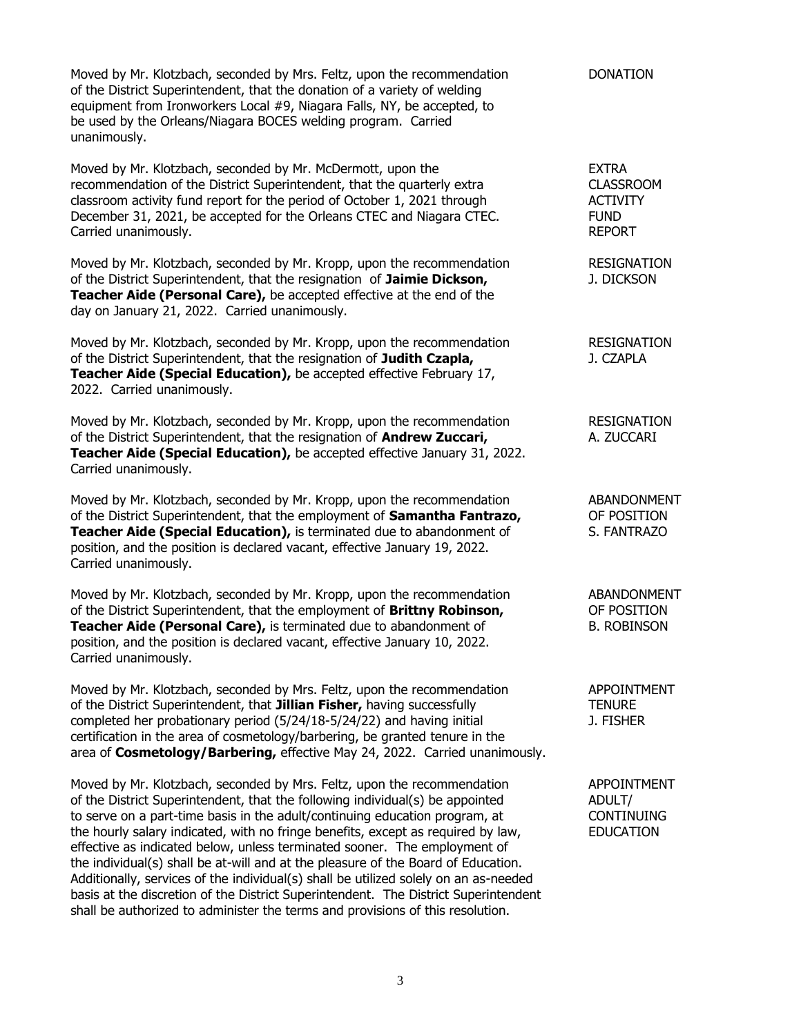Moved by Mr. Klotzbach, seconded by Mrs. Feltz, upon the recommendation of the District Superintendent, that the donation of a variety of welding equipment from Ironworkers Local #9, Niagara Falls, NY, be accepted, to be used by the Orleans/Niagara BOCES welding program. Carried unanimously. — DONATION

Moved by Mr. Klotzbach, seconded by Mr. McDermott, upon the recommendation of the District Superintendent, that the quarterly extra classroom activity fund report for the period of October 1, 2021 through December 31, 2021, be accepted for the Orleans CTEC and Niagara CTEC. Carried unanimously. — EXTRA CLASSROOM ACTIVITY FUND REPORT

Moved by Mr. Klotzbach, seconded by Mr. Kropp, upon the recommendation of the District Superintendent, that the resignation of **Jaimie Dickson, Teacher Aide (Personal Care),** be accepted effective at the end of the day on January 21, 2022. Carried unanimously. — RESIGNATION J. DICKSON

Moved by Mr. Klotzbach, seconded by Mr. Kropp, upon the recommendation of the District Superintendent, that the resignation of **Judith Czapla, Teacher Aide (Special Education),** be accepted effective February 17, 2022. Carried unanimously. — RESIGNATION J. CZAPLA

Moved by Mr. Klotzbach, seconded by Mr. Kropp, upon the recommendation of the District Superintendent, that the resignation of **Andrew Zuccari, Teacher Aide (Special Education),** be accepted effective January 31, 2022. Carried unanimously. — RESIGNATION A. ZUCCARI

Moved by Mr. Klotzbach, seconded by Mr. Kropp, upon the recommendation of the District Superintendent, that the employment of **Samantha Fantrazo, Teacher Aide (Special Education),** is terminated due to abandonment of position, and the position is declared vacant, effective January 19, 2022. Carried unanimously. — ABANDONMENT OF POSITION S. FANTRAZO

Moved by Mr. Klotzbach, seconded by Mr. Kropp, upon the recommendation of the District Superintendent, that the employment of **Brittny Robinson, Teacher Aide (Personal Care),** is terminated due to abandonment of position, and the position is declared vacant, effective January 10, 2022. Carried unanimously. — ABANDONMENT OF POSITION B. ROBINSON

Moved by Mr. Klotzbach, seconded by Mrs. Feltz, upon the recommendation of the District Superintendent, that **Jillian Fisher,** having successfully completed her probationary period (5/24/18-5/24/22) and having initial certification in the area of cosmetology/barbering, be granted tenure in the area of **Cosmetology/Barbering,** effective May 24, 2022. Carried unanimously. — APPOINTMENT TENURE J. FISHER

Moved by Mr. Klotzbach, seconded by Mrs. Feltz, upon the recommendation of the District Superintendent, that the following individual(s) be appointed to serve on a part-time basis in the adult/continuing education program, at the hourly salary indicated, with no fringe benefits, except as required by law, effective as indicated below, unless terminated sooner. The employment of the individual(s) shall be at-will and at the pleasure of the Board of Education. Additionally, services of the individual(s) shall be utilized solely on an as-needed basis at the discretion of the District Superintendent. The District Superintendent shall be authorized to administer the terms and provisions of this resolution. — APPOINTMENT ADULT/ CONTINUING EDUCATION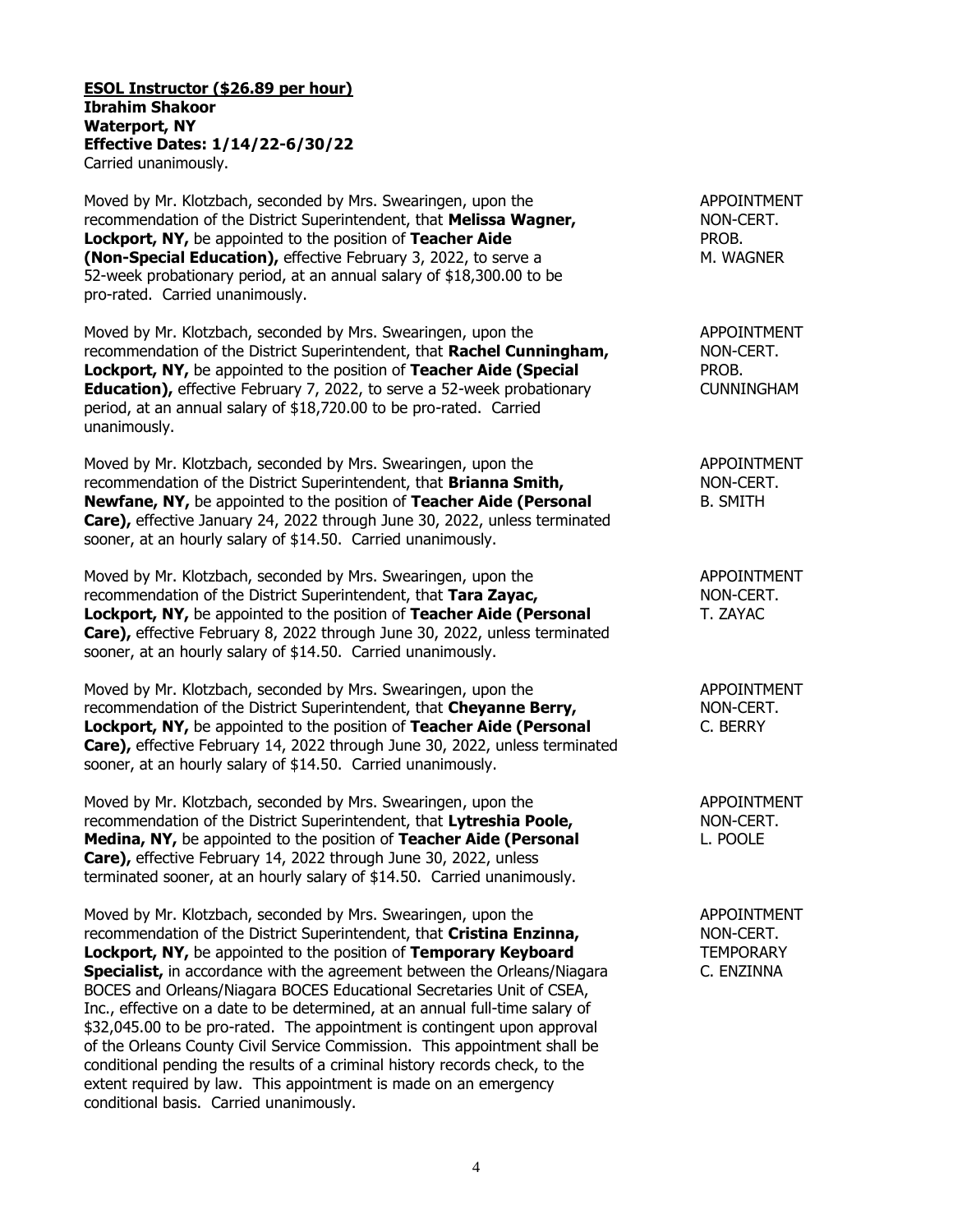**ESOL Instructor ($26.89 per hour)**
**Ibrahim Shakoor**
**Waterport, NY**
**Effective Dates: 1/14/22-6/30/22**
Carried unanimously.

Moved by Mr. Klotzbach, seconded by Mrs. Swearingen, upon the recommendation of the District Superintendent, that **Melissa Wagner, Lockport, NY,** be appointed to the position of **Teacher Aide (Non-Special Education),** effective February 3, 2022, to serve a 52-week probationary period, at an annual salary of $18,300.00 to be pro-rated. Carried unanimously.

APPOINTMENT
NON-CERT.
PROB.
M. WAGNER

Moved by Mr. Klotzbach, seconded by Mrs. Swearingen, upon the recommendation of the District Superintendent, that **Rachel Cunningham, Lockport, NY,** be appointed to the position of **Teacher Aide (Special Education),** effective February 7, 2022, to serve a 52-week probationary period, at an annual salary of $18,720.00 to be pro-rated. Carried unanimously.

APPOINTMENT
NON-CERT.
PROB.
CUNNINGHAM

Moved by Mr. Klotzbach, seconded by Mrs. Swearingen, upon the recommendation of the District Superintendent, that **Brianna Smith, Newfane, NY,** be appointed to the position of **Teacher Aide (Personal Care),** effective January 24, 2022 through June 30, 2022, unless terminated sooner, at an hourly salary of $14.50. Carried unanimously.

APPOINTMENT
NON-CERT.
B. SMITH

Moved by Mr. Klotzbach, seconded by Mrs. Swearingen, upon the recommendation of the District Superintendent, that **Tara Zayac, Lockport, NY,** be appointed to the position of **Teacher Aide (Personal Care),** effective February 8, 2022 through June 30, 2022, unless terminated sooner, at an hourly salary of $14.50. Carried unanimously.

APPOINTMENT
NON-CERT.
T. ZAYAC

Moved by Mr. Klotzbach, seconded by Mrs. Swearingen, upon the recommendation of the District Superintendent, that **Cheyanne Berry, Lockport, NY,** be appointed to the position of **Teacher Aide (Personal Care),** effective February 14, 2022 through June 30, 2022, unless terminated sooner, at an hourly salary of $14.50. Carried unanimously.

APPOINTMENT
NON-CERT.
C. BERRY

Moved by Mr. Klotzbach, seconded by Mrs. Swearingen, upon the recommendation of the District Superintendent, that **Lytreshia Poole, Medina, NY,** be appointed to the position of **Teacher Aide (Personal Care),** effective February 14, 2022 through June 30, 2022, unless terminated sooner, at an hourly salary of $14.50. Carried unanimously.

APPOINTMENT
NON-CERT.
L. POOLE

Moved by Mr. Klotzbach, seconded by Mrs. Swearingen, upon the recommendation of the District Superintendent, that **Cristina Enzinna, Lockport, NY,** be appointed to the position of **Temporary Keyboard Specialist,** in accordance with the agreement between the Orleans/Niagara BOCES and Orleans/Niagara BOCES Educational Secretaries Unit of CSEA, Inc., effective on a date to be determined, at an annual full-time salary of $32,045.00 to be pro-rated. The appointment is contingent upon approval of the Orleans County Civil Service Commission. This appointment shall be conditional pending the results of a criminal history records check, to the extent required by law. This appointment is made on an emergency conditional basis. Carried unanimously.

APPOINTMENT
NON-CERT.
TEMPORARY
C. ENZINNA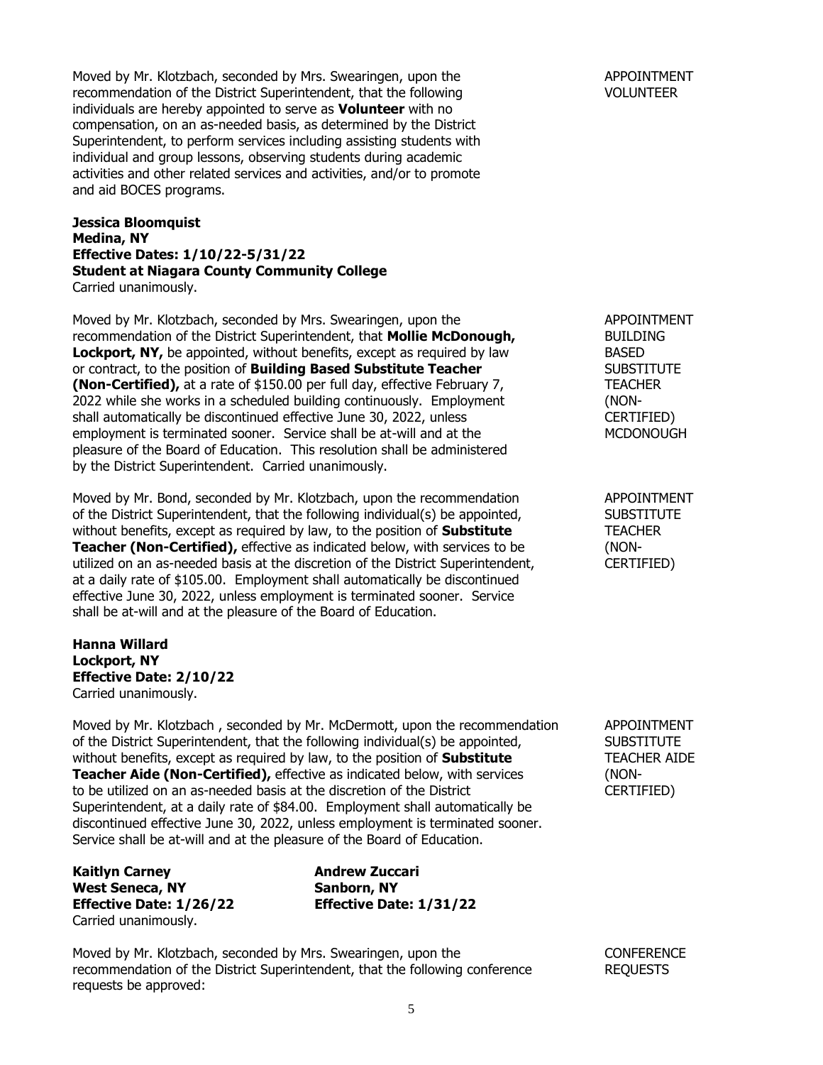Moved by Mr. Klotzbach, seconded by Mrs. Swearingen, upon the recommendation of the District Superintendent, that the following individuals are hereby appointed to serve as **Volunteer** with no compensation, on an as-needed basis, as determined by the District Superintendent, to perform services including assisting students with individual and group lessons, observing students during academic activities and other related services and activities, and/or to promote and aid BOCES programs.

APPOINTMENT VOLUNTEER

**Jessica Bloomquist**
**Medina, NY**
**Effective Dates: 1/10/22-5/31/22**
**Student at Niagara County Community College**
Carried unanimously.

Moved by Mr. Klotzbach, seconded by Mrs. Swearingen, upon the recommendation of the District Superintendent, that **Mollie McDonough, Lockport, NY,** be appointed, without benefits, except as required by law or contract, to the position of **Building Based Substitute Teacher (Non-Certified),** at a rate of $150.00 per full day, effective February 7, 2022 while she works in a scheduled building continuously. Employment shall automatically be discontinued effective June 30, 2022, unless employment is terminated sooner. Service shall be at-will and at the pleasure of the Board of Education. This resolution shall be administered by the District Superintendent. Carried unanimously.

APPOINTMENT BUILDING BASED SUBSTITUTE TEACHER (NON-CERTIFIED) MCDONOUGH

Moved by Mr. Bond, seconded by Mr. Klotzbach, upon the recommendation of the District Superintendent, that the following individual(s) be appointed, without benefits, except as required by law, to the position of **Substitute Teacher (Non-Certified),** effective as indicated below, with services to be utilized on an as-needed basis at the discretion of the District Superintendent, at a daily rate of $105.00. Employment shall automatically be discontinued effective June 30, 2022, unless employment is terminated sooner. Service shall be at-will and at the pleasure of the Board of Education.

APPOINTMENT SUBSTITUTE TEACHER (NON-CERTIFIED)

**Hanna Willard**
**Lockport, NY**
**Effective Date: 2/10/22**
Carried unanimously.

Moved by Mr. Klotzbach , seconded by Mr. McDermott, upon the recommendation of the District Superintendent, that the following individual(s) be appointed, without benefits, except as required by law, to the position of **Substitute Teacher Aide (Non-Certified),** effective as indicated below, with services to be utilized on an as-needed basis at the discretion of the District Superintendent, at a daily rate of $84.00. Employment shall automatically be discontinued effective June 30, 2022, unless employment is terminated sooner. Service shall be at-will and at the pleasure of the Board of Education.

APPOINTMENT SUBSTITUTE TEACHER AIDE (NON-CERTIFIED)

**Kaitlyn Carney**
**West Seneca, NY**
**Effective Date: 1/26/22**

**Andrew Zuccari**
**Sanborn, NY**
**Effective Date: 1/31/22**

Carried unanimously.

Moved by Mr. Klotzbach, seconded by Mrs. Swearingen, upon the recommendation of the District Superintendent, that the following conference requests be approved:

CONFERENCE REQUESTS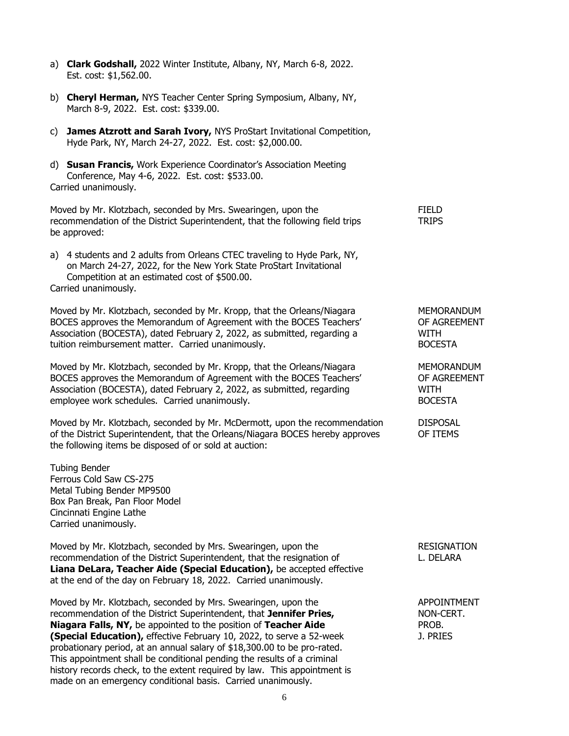a) **Clark Godshall,** 2022 Winter Institute, Albany, NY, March 6-8, 2022. Est. cost: $1,562.00.

b) **Cheryl Herman,** NYS Teacher Center Spring Symposium, Albany, NY, March 8-9, 2022. Est. cost: $339.00.

c) **James Atzrott and Sarah Ivory,** NYS ProStart Invitational Competition, Hyde Park, NY, March 24-27, 2022. Est. cost: $2,000.00.

d) **Susan Francis,** Work Experience Coordinator's Association Meeting Conference, May 4-6, 2022. Est. cost: $533.00.

Carried unanimously.

FIELD TRIPS

Moved by Mr. Klotzbach, seconded by Mrs. Swearingen, upon the recommendation of the District Superintendent, that the following field trips be approved:

a) 4 students and 2 adults from Orleans CTEC traveling to Hyde Park, NY, on March 24-27, 2022, for the New York State ProStart Invitational Competition at an estimated cost of $500.00.

Carried unanimously.

MEMORANDUM OF AGREEMENT WITH BOCESTA

Moved by Mr. Klotzbach, seconded by Mr. Kropp, that the Orleans/Niagara BOCES approves the Memorandum of Agreement with the BOCES Teachers' Association (BOCESTA), dated February 2, 2022, as submitted, regarding a tuition reimbursement matter. Carried unanimously.

MEMORANDUM OF AGREEMENT WITH BOCESTA

Moved by Mr. Klotzbach, seconded by Mr. Kropp, that the Orleans/Niagara BOCES approves the Memorandum of Agreement with the BOCES Teachers' Association (BOCESTA), dated February 2, 2022, as submitted, regarding employee work schedules. Carried unanimously.

DISPOSAL OF ITEMS

Moved by Mr. Klotzbach, seconded by Mr. McDermott, upon the recommendation of the District Superintendent, that the Orleans/Niagara BOCES hereby approves the following items be disposed of or sold at auction:

Tubing Bender
Ferrous Cold Saw CS-275
Metal Tubing Bender MP9500
Box Pan Break, Pan Floor Model
Cincinnati Engine Lathe
Carried unanimously.

RESIGNATION L. DELARA

Moved by Mr. Klotzbach, seconded by Mrs. Swearingen, upon the recommendation of the District Superintendent, that the resignation of **Liana DeLara, Teacher Aide (Special Education),** be accepted effective at the end of the day on February 18, 2022. Carried unanimously.

APPOINTMENT NON-CERT. PROB. J. PRIES

Moved by Mr. Klotzbach, seconded by Mrs. Swearingen, upon the recommendation of the District Superintendent, that **Jennifer Pries, Niagara Falls, NY,** be appointed to the position of **Teacher Aide (Special Education),** effective February 10, 2022, to serve a 52-week probationary period, at an annual salary of $18,300.00 to be pro-rated. This appointment shall be conditional pending the results of a criminal history records check, to the extent required by law. This appointment is made on an emergency conditional basis. Carried unanimously.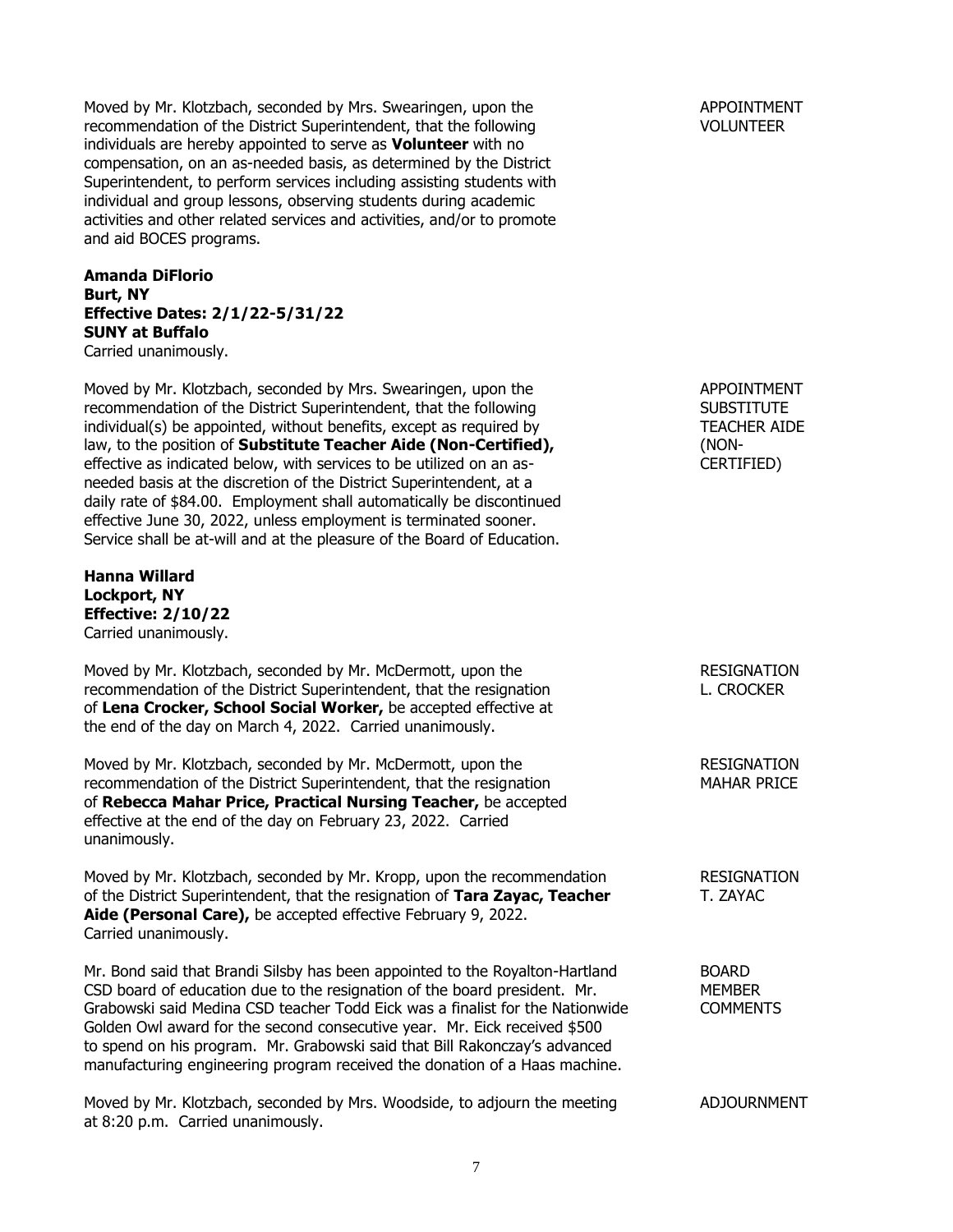Moved by Mr. Klotzbach, seconded by Mrs. Swearingen, upon the recommendation of the District Superintendent, that the following individuals are hereby appointed to serve as **Volunteer** with no compensation, on an as-needed basis, as determined by the District Superintendent, to perform services including assisting students with individual and group lessons, observing students during academic activities and other related services and activities, and/or to promote and aid BOCES programs.

APPOINTMENT VOLUNTEER

**Amanda DiFlorio**
**Burt, NY**
**Effective Dates: 2/1/22-5/31/22**
**SUNY at Buffalo**
Carried unanimously.

Moved by Mr. Klotzbach, seconded by Mrs. Swearingen, upon the recommendation of the District Superintendent, that the following individual(s) be appointed, without benefits, except as required by law, to the position of **Substitute Teacher Aide (Non-Certified),** effective as indicated below, with services to be utilized on an as-needed basis at the discretion of the District Superintendent, at a daily rate of $84.00. Employment shall automatically be discontinued effective June 30, 2022, unless employment is terminated sooner. Service shall be at-will and at the pleasure of the Board of Education.

APPOINTMENT SUBSTITUTE TEACHER AIDE (NON-CERTIFIED)

**Hanna Willard**
**Lockport, NY**
**Effective: 2/10/22**
Carried unanimously.

Moved by Mr. Klotzbach, seconded by Mr. McDermott, upon the recommendation of the District Superintendent, that the resignation of **Lena Crocker, School Social Worker,** be accepted effective at the end of the day on March 4, 2022. Carried unanimously.

RESIGNATION L. CROCKER

Moved by Mr. Klotzbach, seconded by Mr. McDermott, upon the recommendation of the District Superintendent, that the resignation of **Rebecca Mahar Price, Practical Nursing Teacher,** be accepted effective at the end of the day on February 23, 2022. Carried unanimously.

RESIGNATION MAHAR PRICE

Moved by Mr. Klotzbach, seconded by Mr. Kropp, upon the recommendation of the District Superintendent, that the resignation of **Tara Zayac, Teacher Aide (Personal Care),** be accepted effective February 9, 2022. Carried unanimously.

RESIGNATION T. ZAYAC

Mr. Bond said that Brandi Silsby has been appointed to the Royalton-Hartland CSD board of education due to the resignation of the board president. Mr. Grabowski said Medina CSD teacher Todd Eick was a finalist for the Nationwide Golden Owl award for the second consecutive year. Mr. Eick received $500 to spend on his program. Mr. Grabowski said that Bill Rakonczay's advanced manufacturing engineering program received the donation of a Haas machine.

BOARD MEMBER COMMENTS

Moved by Mr. Klotzbach, seconded by Mrs. Woodside, to adjourn the meeting at 8:20 p.m. Carried unanimously.

ADJOURNMENT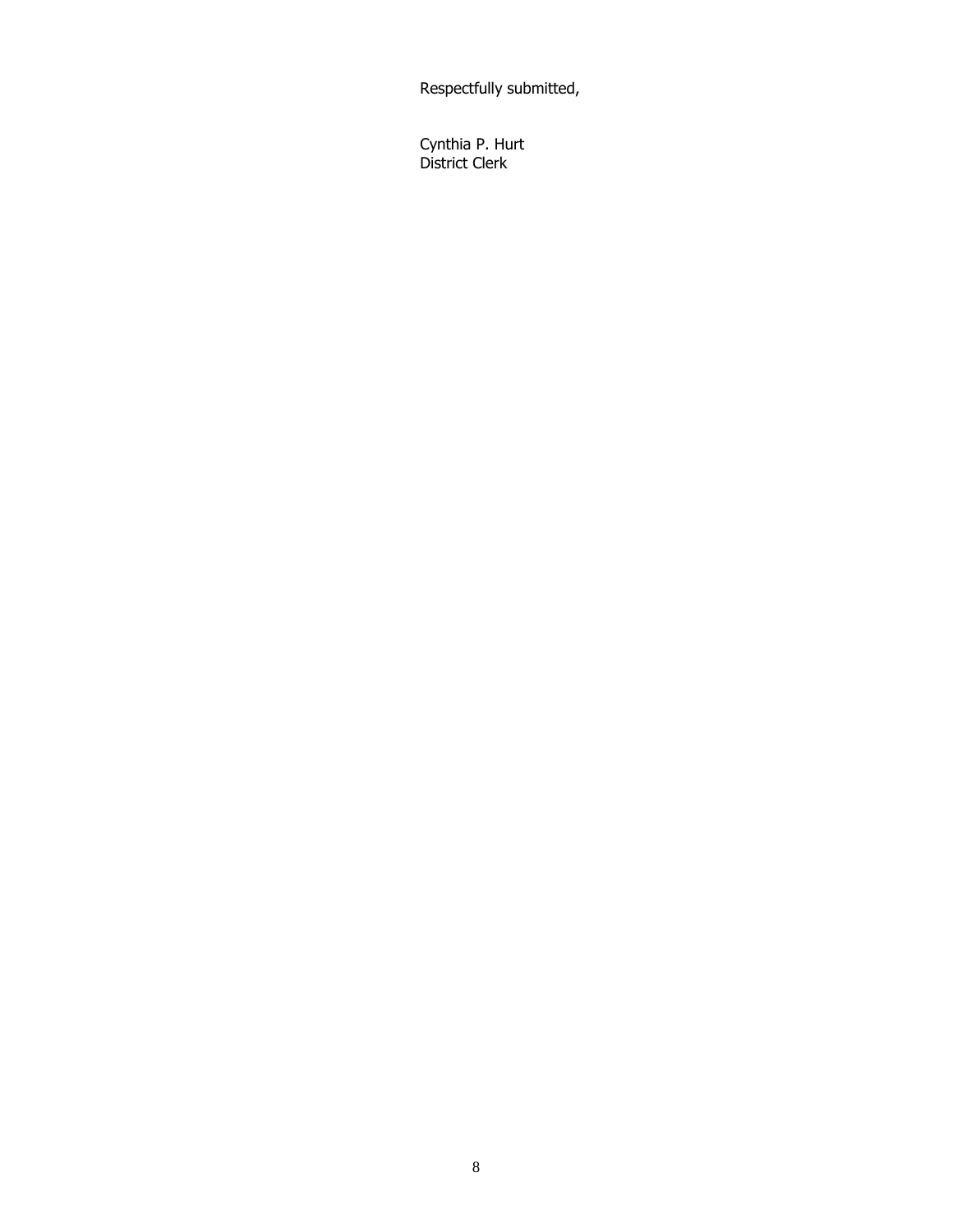Respectfully submitted,

Cynthia P. Hurt
District Clerk